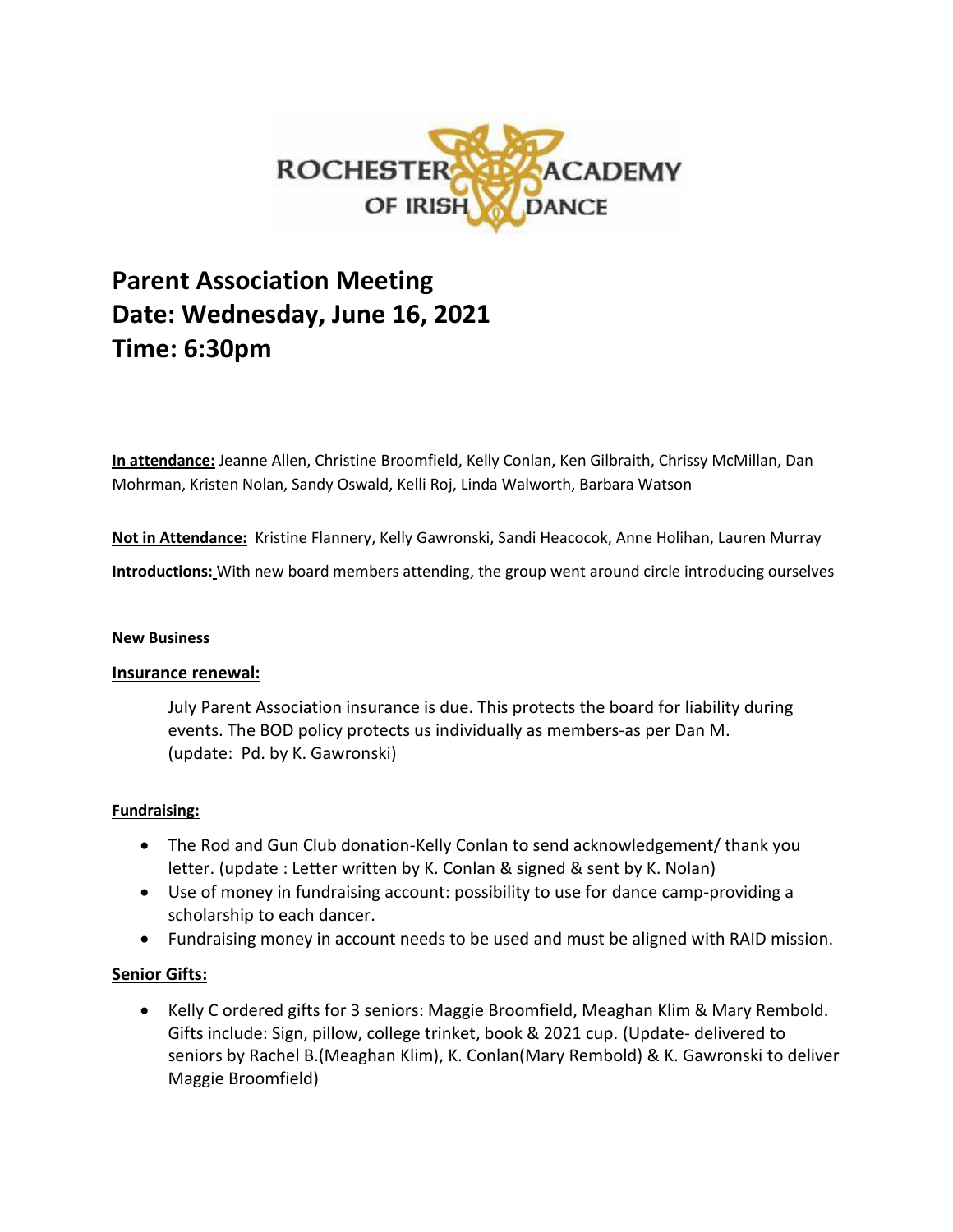ROCHESTER ACADEMY OF IRISH DANCE

# Parent Association Meeting
# Date: Wednesday, June 16, 2021
# Time: 6:30pm

**In attendance:** Jeanne Allen, Christine Broomfield, Kelly Conlan, Ken Gilbraith, Chrissy McMillan, Dan Mohrman, Kristen Nolan, Sandy Oswald, Kelli Roj, Linda Walworth, Barbara Watson

**Not in Attendance:** Kristine Flannery, Kelly Gawronski, Sandi Heacocok, Anne Holihan, Lauren Murray

**Introductions:** With new board members attending, the group went around circle introducing ourselves

**New Business**

### Insurance renewal:

July Parent Association insurance is due. This protects the board for liability during events. The BOD policy protects us individually as members-as per Dan M. (update: Pd. by K. Gawronski)

### Fundraising:

- The Rod and Gun Club donation-Kelly Conlan to send acknowledgement/ thank you letter. (update : Letter written by K. Conlan & signed & sent by K. Nolan)
- Use of money in fundraising account: possibility to use for dance camp-providing a scholarship to each dancer.
- Fundraising money in account needs to be used and must be aligned with RAID mission.

### Senior Gifts:

- Kelly C ordered gifts for 3 seniors: Maggie Broomfield, Meaghan Klim & Mary Rembold. Gifts include: Sign, pillow, college trinket, book & 2021 cup. (Update- delivered to seniors by Rachel B.(Meaghan Klim), K. Conlan(Mary Rembold) & K. Gawronski to deliver Maggie Broomfield)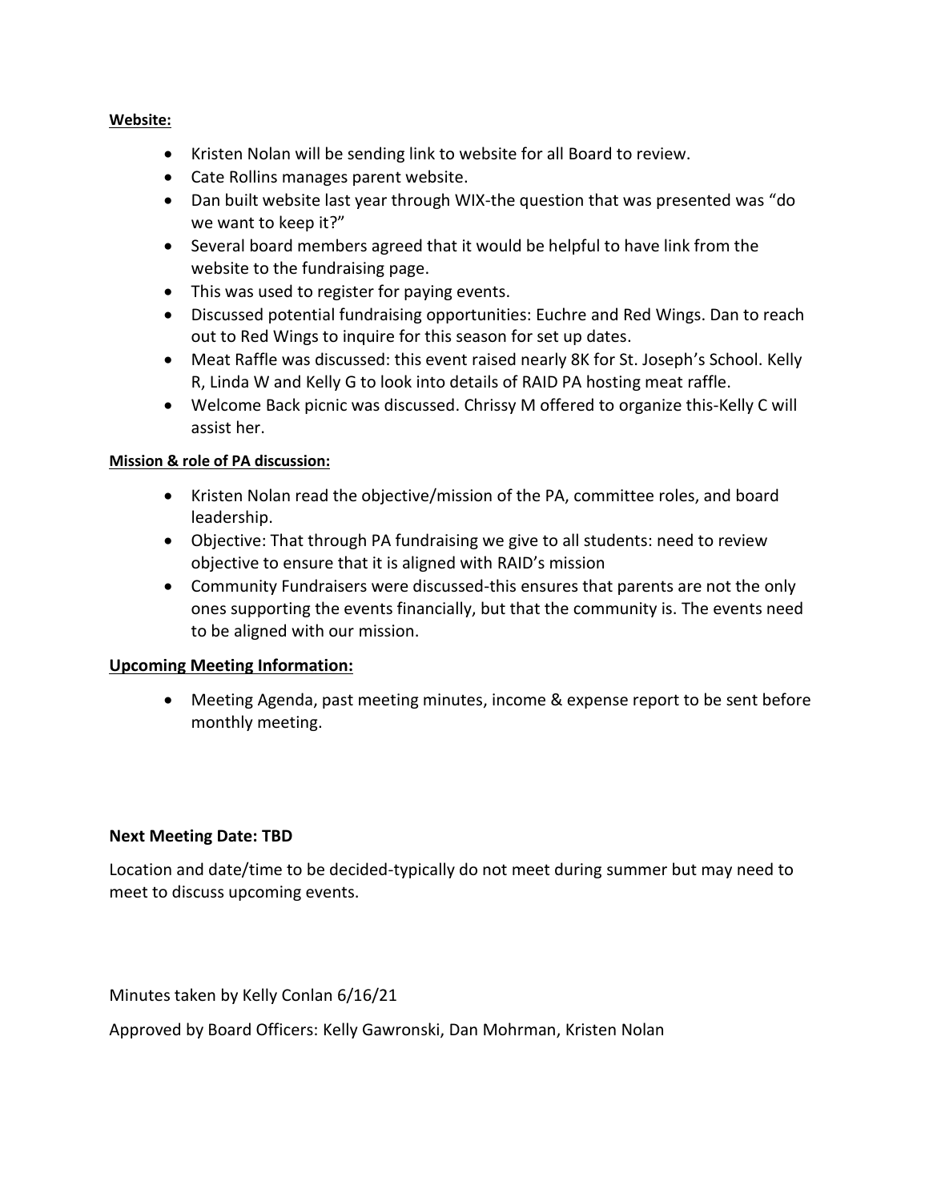**Website:**

- Kristen Nolan will be sending link to website for all Board to review.
- Cate Rollins manages parent website.
- Dan built website last year through WIX-the question that was presented was "do we want to keep it?"
- Several board members agreed that it would be helpful to have link from the website to the fundraising page.
- This was used to register for paying events.
- Discussed potential fundraising opportunities: Euchre and Red Wings. Dan to reach out to Red Wings to inquire for this season for set up dates.
- Meat Raffle was discussed: this event raised nearly 8K for St. Joseph's School. Kelly R, Linda W and Kelly G to look into details of RAID PA hosting meat raffle.
- Welcome Back picnic was discussed. Chrissy M offered to organize this-Kelly C will assist her.

**Mission & role of PA discussion:**

- Kristen Nolan read the objective/mission of the PA, committee roles, and board leadership.
- Objective: That through PA fundraising we give to all students: need to review objective to ensure that it is aligned with RAID's mission
- Community Fundraisers were discussed-this ensures that parents are not the only ones supporting the events financially, but that the community is. The events need to be aligned with our mission.

**Upcoming Meeting Information:**

- Meeting Agenda, past meeting minutes, income & expense report to be sent before monthly meeting.

**Next Meeting Date: TBD**

Location and date/time to be decided-typically do not meet during summer but may need to meet to discuss upcoming events.

Minutes taken by Kelly Conlan 6/16/21

Approved by Board Officers: Kelly Gawronski, Dan Mohrman, Kristen Nolan